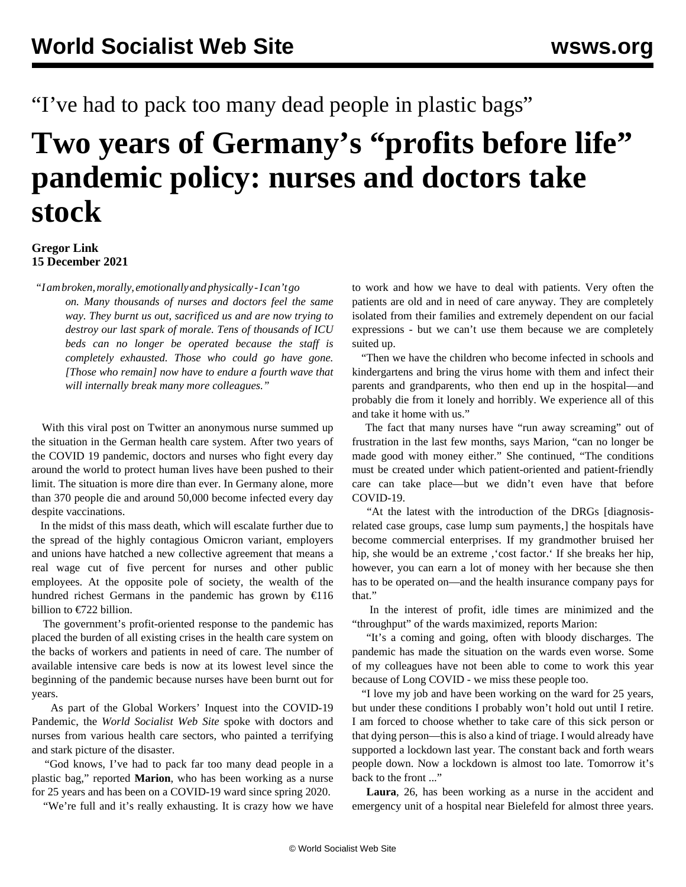"I've had to pack too many dead people in plastic bags"

# Two years of Germany's "profits before life" pandemic policy: nurses and doctors take stock

**Gregor Link**
**15 December 2021**

> "*I am broken, morally, emotionally and physically - I can't go on. Many thousands of nurses and doctors feel the same way. They burnt us out, sacrificed us and are now trying to destroy our last spark of morale. Tens of thousands of ICU beds can no longer be operated because the staff is completely exhausted. Those who could go have gone. [Those who remain] now have to endure a fourth wave that will internally break many more colleagues.*"

With this viral post on Twitter an anonymous nurse summed up the situation in the German health care system. After two years of the COVID 19 pandemic, doctors and nurses who fight every day around the world to protect human lives have been pushed to their limit. The situation is more dire than ever. In Germany alone, more than 370 people die and around 50,000 become infected every day despite vaccinations.

In the midst of this mass death, which will escalate further due to the spread of the highly contagious Omicron variant, employers and unions have hatched a new collective agreement that means a real wage cut of five percent for nurses and other public employees. At the opposite pole of society, the wealth of the hundred richest Germans in the pandemic has grown by €116 billion to €722 billion.

The government's profit-oriented response to the pandemic has placed the burden of all existing crises in the health care system on the backs of workers and patients in need of care. The number of available intensive care beds is now at its lowest level since the beginning of the pandemic because nurses have been burnt out for years.

As part of the Global Workers' Inquest into the COVID-19 Pandemic, the *World Socialist Web Site* spoke with doctors and nurses from various health care sectors, who painted a terrifying and stark picture of the disaster.

"God knows, I've had to pack far too many dead people in a plastic bag," reported **Marion**, who has been working as a nurse for 25 years and has been on a COVID-19 ward since spring 2020.

"We're full and it's really exhausting. It is crazy how we have to work and how we have to deal with patients. Very often the patients are old and in need of care anyway. They are completely isolated from their families and extremely dependent on our facial expressions - but we can't use them because we are completely suited up.

"Then we have the children who become infected in schools and kindergartens and bring the virus home with them and infect their parents and grandparents, who then end up in the hospital—and probably die from it lonely and horribly. We experience all of this and take it home with us."

The fact that many nurses have "run away screaming" out of frustration in the last few months, says Marion, "can no longer be made good with money either." She continued, "The conditions must be created under which patient-oriented and patient-friendly care can take place—but we didn't even have that before COVID-19.

"At the latest with the introduction of the DRGs [diagnosis-related case groups, case lump sum payments,] the hospitals have become commercial enterprises. If my grandmother bruised her hip, she would be an extreme ,'cost factor.' If she breaks her hip, however, you can earn a lot of money with her because she then has to be operated on—and the health insurance company pays for that."

In the interest of profit, idle times are minimized and the "throughput" of the wards maximized, reports Marion:

"It's a coming and going, often with bloody discharges. The pandemic has made the situation on the wards even worse. Some of my colleagues have not been able to come to work this year because of Long COVID - we miss these people too.

"I love my job and have been working on the ward for 25 years, but under these conditions I probably won't hold out until I retire. I am forced to choose whether to take care of this sick person or that dying person—this is also a kind of triage. I would already have supported a lockdown last year. The constant back and forth wears people down. Now a lockdown is almost too late. Tomorrow it's back to the front ..."

**Laura**, 26, has been working as a nurse in the accident and emergency unit of a hospital near Bielefeld for almost three years.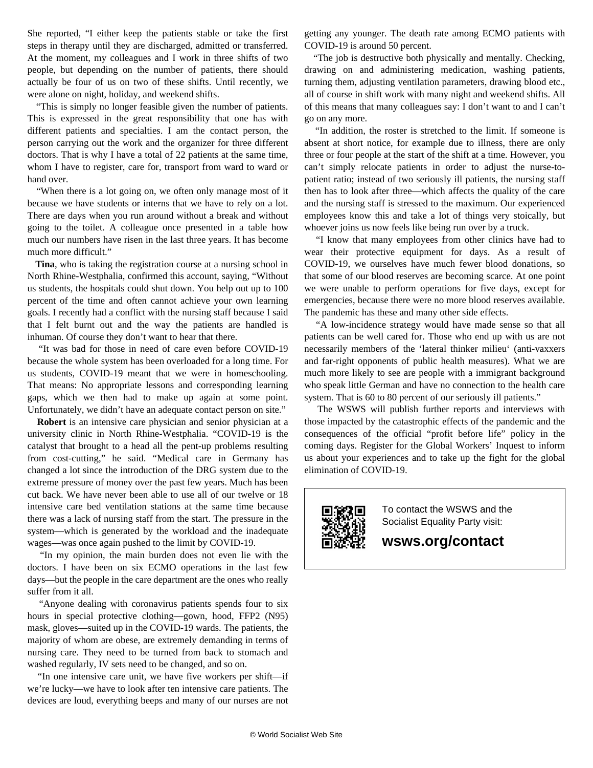She reported, "I either keep the patients stable or take the first steps in therapy until they are discharged, admitted or transferred. At the moment, my colleagues and I work in three shifts of two people, but depending on the number of patients, there should actually be four of us on two of these shifts. Until recently, we were alone on night, holiday, and weekend shifts.

"This is simply no longer feasible given the number of patients. This is expressed in the great responsibility that one has with different patients and specialties. I am the contact person, the person carrying out the work and the organizer for three different doctors. That is why I have a total of 22 patients at the same time, whom I have to register, care for, transport from ward to ward or hand over.

"When there is a lot going on, we often only manage most of it because we have students or interns that we have to rely on a lot. There are days when you run around without a break and without going to the toilet. A colleague once presented in a table how much our numbers have risen in the last three years. It has become much more difficult."

**Tina**, who is taking the registration course at a nursing school in North Rhine-Westphalia, confirmed this account, saying, "Without us students, the hospitals could shut down. You help out up to 100 percent of the time and often cannot achieve your own learning goals. I recently had a conflict with the nursing staff because I said that I felt burnt out and the way the patients are handled is inhuman. Of course they don't want to hear that there.

"It was bad for those in need of care even before COVID-19 because the whole system has been overloaded for a long time. For us students, COVID-19 meant that we were in homeschooling. That means: No appropriate lessons and corresponding learning gaps, which we then had to make up again at some point. Unfortunately, we didn't have an adequate contact person on site."

**Robert** is an intensive care physician and senior physician at a university clinic in North Rhine-Westphalia. "COVID-19 is the catalyst that brought to a head all the pent-up problems resulting from cost-cutting," he said. "Medical care in Germany has changed a lot since the introduction of the DRG system due to the extreme pressure of money over the past few years. Much has been cut back. We have never been able to use all of our twelve or 18 intensive care bed ventilation stations at the same time because there was a lack of nursing staff from the start. The pressure in the system—which is generated by the workload and the inadequate wages—was once again pushed to the limit by COVID-19.

"In my opinion, the main burden does not even lie with the doctors. I have been on six ECMO operations in the last few days—but the people in the care department are the ones who really suffer from it all.

"Anyone dealing with coronavirus patients spends four to six hours in special protective clothing—gown, hood, FFP2 (N95) mask, gloves—suited up in the COVID-19 wards. The patients, the majority of whom are obese, are extremely demanding in terms of nursing care. They need to be turned from back to stomach and washed regularly, IV sets need to be changed, and so on.

"In one intensive care unit, we have five workers per shift—if we're lucky—we have to look after ten intensive care patients. The devices are loud, everything beeps and many of our nurses are not getting any younger. The death rate among ECMO patients with COVID-19 is around 50 percent.

"The job is destructive both physically and mentally. Checking, drawing on and administering medication, washing patients, turning them, adjusting ventilation parameters, drawing blood etc., all of course in shift work with many night and weekend shifts. All of this means that many colleagues say: I don't want to and I can't go on any more.

"In addition, the roster is stretched to the limit. If someone is absent at short notice, for example due to illness, there are only three or four people at the start of the shift at a time. However, you can't simply relocate patients in order to adjust the nurse-to-patient ratio; instead of two seriously ill patients, the nursing staff then has to look after three—which affects the quality of the care and the nursing staff is stressed to the maximum. Our experienced employees know this and take a lot of things very stoically, but whoever joins us now feels like being run over by a truck.

"I know that many employees from other clinics have had to wear their protective equipment for days. As a result of COVID-19, we ourselves have much fewer blood donations, so that some of our blood reserves are becoming scarce. At one point we were unable to perform operations for five days, except for emergencies, because there were no more blood reserves available. The pandemic has these and many other side effects.

"A low-incidence strategy would have made sense so that all patients can be well cared for. Those who end up with us are not necessarily members of the 'lateral thinker milieu' (anti-vaxxers and far-right opponents of public health measures). What we are much more likely to see are people with a immigrant background who speak little German and have no connection to the health care system. That is 60 to 80 percent of our seriously ill patients."

The WSWS will publish further reports and interviews with those impacted by the catastrophic effects of the pandemic and the consequences of the official "profit before life" policy in the coming days. Register for the Global Workers' Inquest to inform us about your experiences and to take up the fight for the global elimination of COVID-19.

To contact the WSWS and the Socialist Equality Party visit:

**wsws.org/contact**